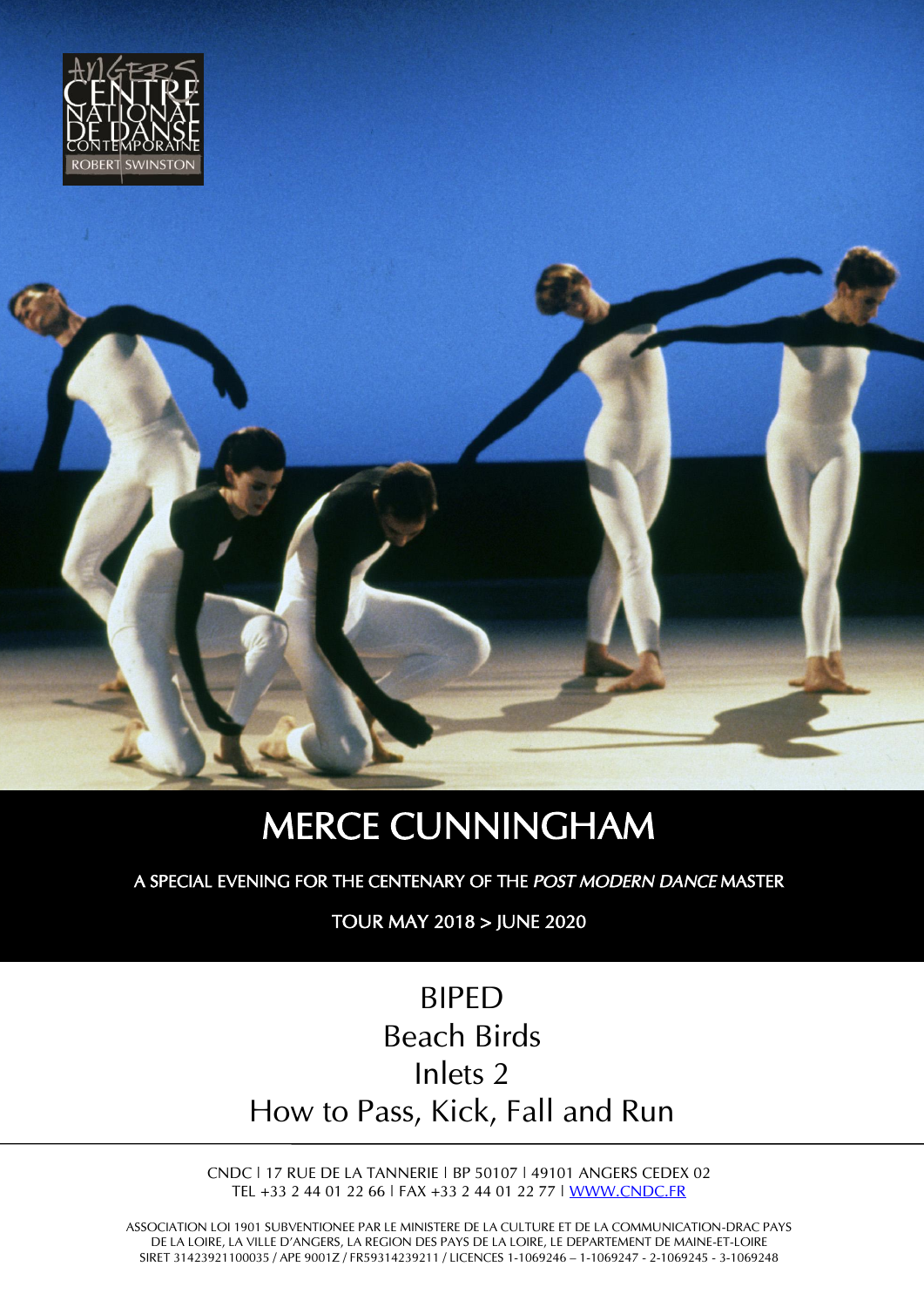ANGERS CENTRE NATIONAL DE DANSE CONTEMPORAINE ROBERT SWINSTON

# MERCE CUNNINGHAM

A SPECIAL EVENING FOR THE CENTENARY OF THE *POST MODERN DANCE* MASTER

TOUR MAY 2018 > JUNE 2020

BIPED
Beach Birds
Inlets 2
How to Pass, Kick, Fall and Run

---

CNDC | 17 RUE DE LA TANNERIE | BP 50107 | 49101 ANGERS CEDEX 02
TEL +33 2 44 01 22 66 | FAX +33 2 44 01 22 77 | WWW.CNDC.FR

ASSOCIATION LOI 1901 SUBVENTIONEE PAR LE MINISTERE DE LA CULTURE ET DE LA COMMUNICATION-DRAC PAYS DE LA LOIRE, LA VILLE D'ANGERS, LA REGION DES PAYS DE LA LOIRE, LE DEPARTEMENT DE MAINE-ET-LOIRE
SIRET 31423921100035 / APE 9001Z / FR59314239211 / LICENCES 1-1069246 – 1-1069247 - 2-1069245 - 3-1069248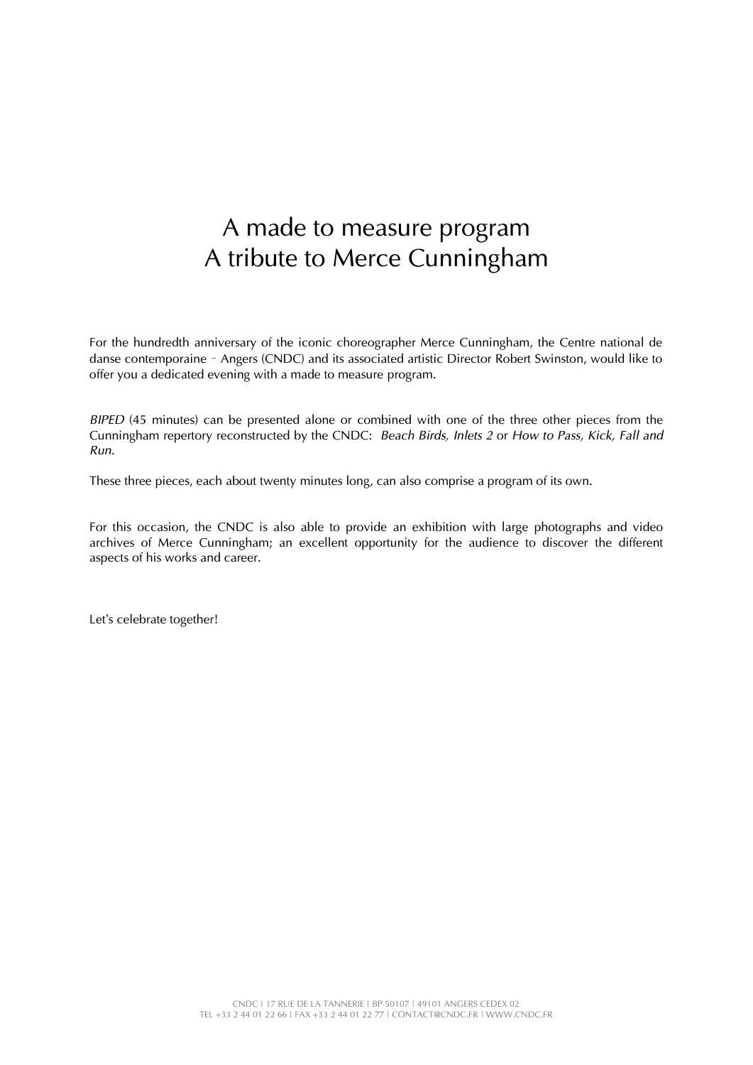# A made to measure program
# A tribute to Merce Cunningham

For the hundredth anniversary of the iconic choreographer Merce Cunningham, the Centre national de danse contemporaine – Angers (CNDC) and its associated artistic Director Robert Swinston, would like to offer you a dedicated evening with a made to measure program.

*BIPED* (45 minutes) can be presented alone or combined with one of the three other pieces from the Cunningham repertory reconstructed by the CNDC: *Beach Birds, Inlets 2* or *How to Pass, Kick, Fall and Run.*

These three pieces, each about twenty minutes long, can also comprise a program of its own.

For this occasion, the CNDC is also able to provide an exhibition with large photographs and video archives of Merce Cunningham; an excellent opportunity for the audience to discover the different aspects of his works and career.

Let's celebrate together!

CNDC | 17 RUE DE LA TANNERIE | BP 50107 | 49101 ANGERS CEDEX 02
TEL +33 2 44 01 22 66 | FAX +33 2 44 01 22 77 | CONTACT@CNDC.FR | WWW.CNDC.FR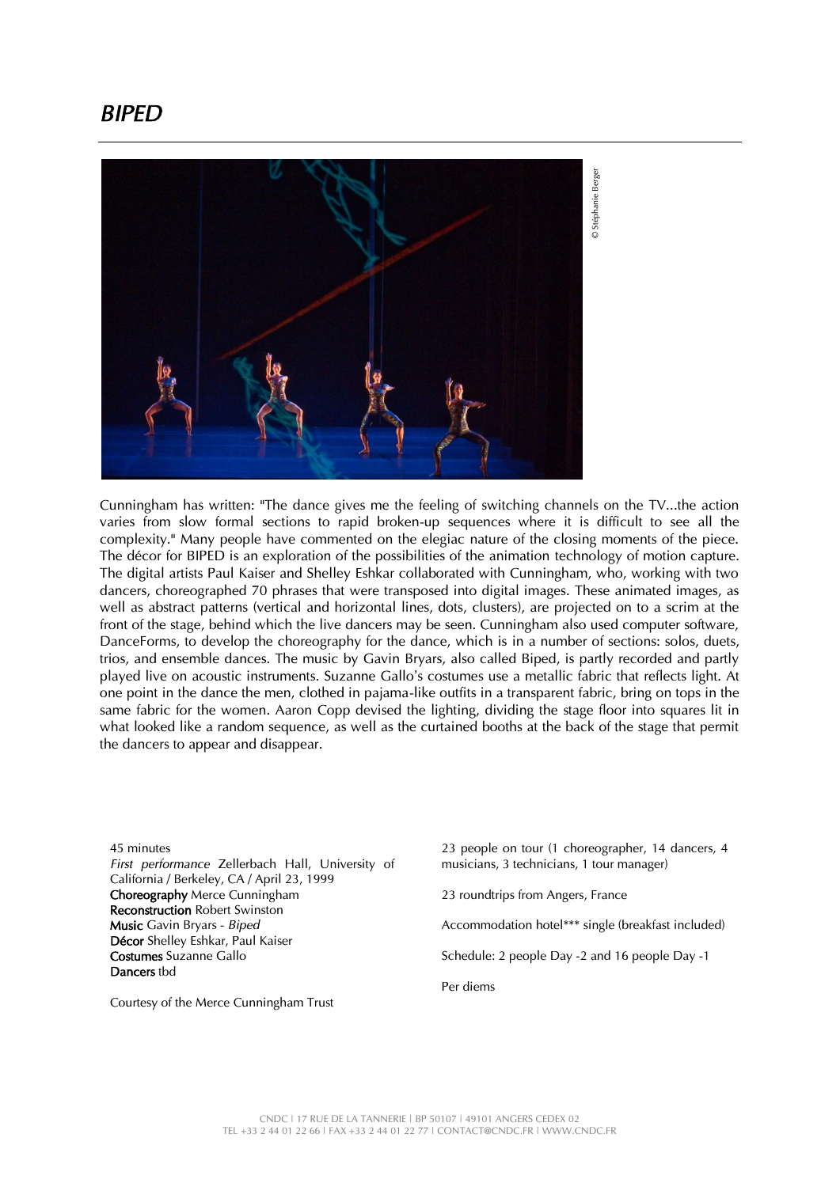# *BIPED*

© Stéphanie Berger

Cunningham has written: "The dance gives me the feeling of switching channels on the TV...the action varies from slow formal sections to rapid broken-up sequences where it is difficult to see all the complexity." Many people have commented on the elegiac nature of the closing moments of the piece. The décor for BIPED is an exploration of the possibilities of the animation technology of motion capture. The digital artists Paul Kaiser and Shelley Eshkar collaborated with Cunningham, who, working with two dancers, choreographed 70 phrases that were transposed into digital images. These animated images, as well as abstract patterns (vertical and horizontal lines, dots, clusters), are projected on to a scrim at the front of the stage, behind which the live dancers may be seen. Cunningham also used computer software, DanceForms, to develop the choreography for the dance, which is in a number of sections: solos, duets, trios, and ensemble dances. The music by Gavin Bryars, also called Biped, is partly recorded and partly played live on acoustic instruments. Suzanne Gallo's costumes use a metallic fabric that reflects light. At one point in the dance the men, clothed in pajama-like outfits in a transparent fabric, bring on tops in the same fabric for the women. Aaron Copp devised the lighting, dividing the stage floor into squares lit in what looked like a random sequence, as well as the curtained booths at the back of the stage that permit the dancers to appear and disappear.

45 minutes
*First performance* Zellerbach Hall, University of California / Berkeley, CA / April 23, 1999
**Choreography** Merce Cunningham
**Reconstruction** Robert Swinston
**Music** Gavin Bryars - *Biped*
**Décor** Shelley Eshkar, Paul Kaiser
**Costumes** Suzanne Gallo
**Dancers** tbd

Courtesy of the Merce Cunningham Trust

23 people on tour (1 choreographer, 14 dancers, 4 musicians, 3 technicians, 1 tour manager)

23 roundtrips from Angers, France

Accommodation hotel*** single (breakfast included)

Schedule: 2 people Day -2 and 16 people Day -1

Per diems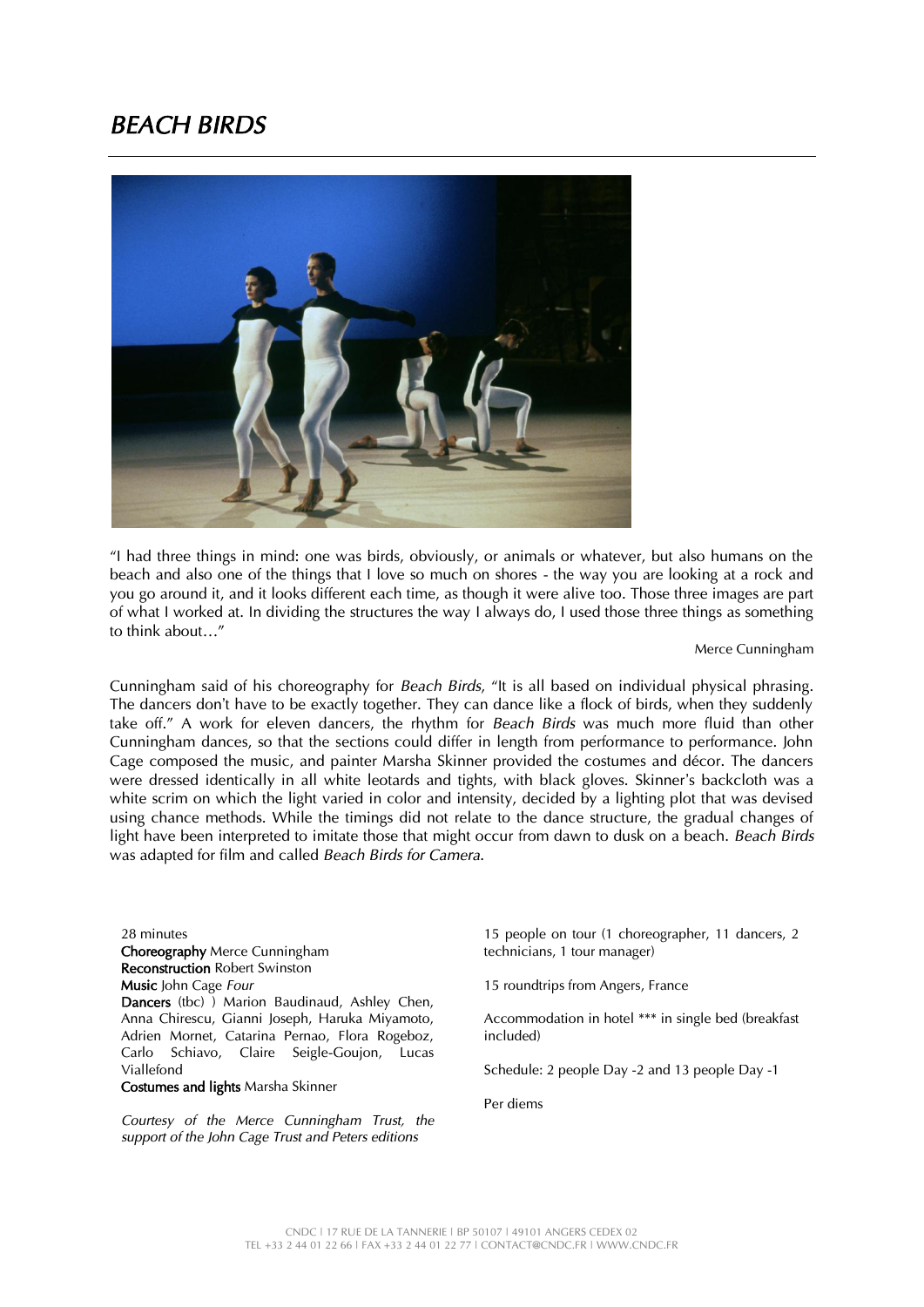# *BEACH BIRDS*

"I had three things in mind: one was birds, obviously, or animals or whatever, but also humans on the beach and also one of the things that I love so much on shores - the way you are looking at a rock and you go around it, and it looks different each time, as though it were alive too. Those three images are part of what I worked at. In dividing the structures the way I always do, I used those three things as something to think about…"

Merce Cunningham

Cunningham said of his choreography for *Beach Birds*, "It is all based on individual physical phrasing. The dancers don't have to be exactly together. They can dance like a flock of birds, when they suddenly take off." A work for eleven dancers, the rhythm for *Beach Birds* was much more fluid than other Cunningham dances, so that the sections could differ in length from performance to performance. John Cage composed the music, and painter Marsha Skinner provided the costumes and décor. The dancers were dressed identically in all white leotards and tights, with black gloves. Skinner's backcloth was a white scrim on which the light varied in color and intensity, decided by a lighting plot that was devised using chance methods. While the timings did not relate to the dance structure, the gradual changes of light have been interpreted to imitate those that might occur from dawn to dusk on a beach. *Beach Birds* was adapted for film and called *Beach Birds for Camera*.

28 minutes
**Choreography** Merce Cunningham
**Reconstruction** Robert Swinston
**Music** John Cage *Four*
**Dancers** (tbc) ) Marion Baudinaud, Ashley Chen, Anna Chirescu, Gianni Joseph, Haruka Miyamoto, Adrien Mornet, Catarina Pernao, Flora Rogeboz, Carlo Schiavo, Claire Seigle-Goujon, Lucas Viallefond
**Costumes and lights** Marsha Skinner

*Courtesy of the Merce Cunningham Trust, the support of the John Cage Trust and Peters editions*

15 people on tour (1 choreographer, 11 dancers, 2 technicians, 1 tour manager)

15 roundtrips from Angers, France

Accommodation in hotel *** in single bed (breakfast included)

Schedule: 2 people Day -2 and 13 people Day -1

Per diems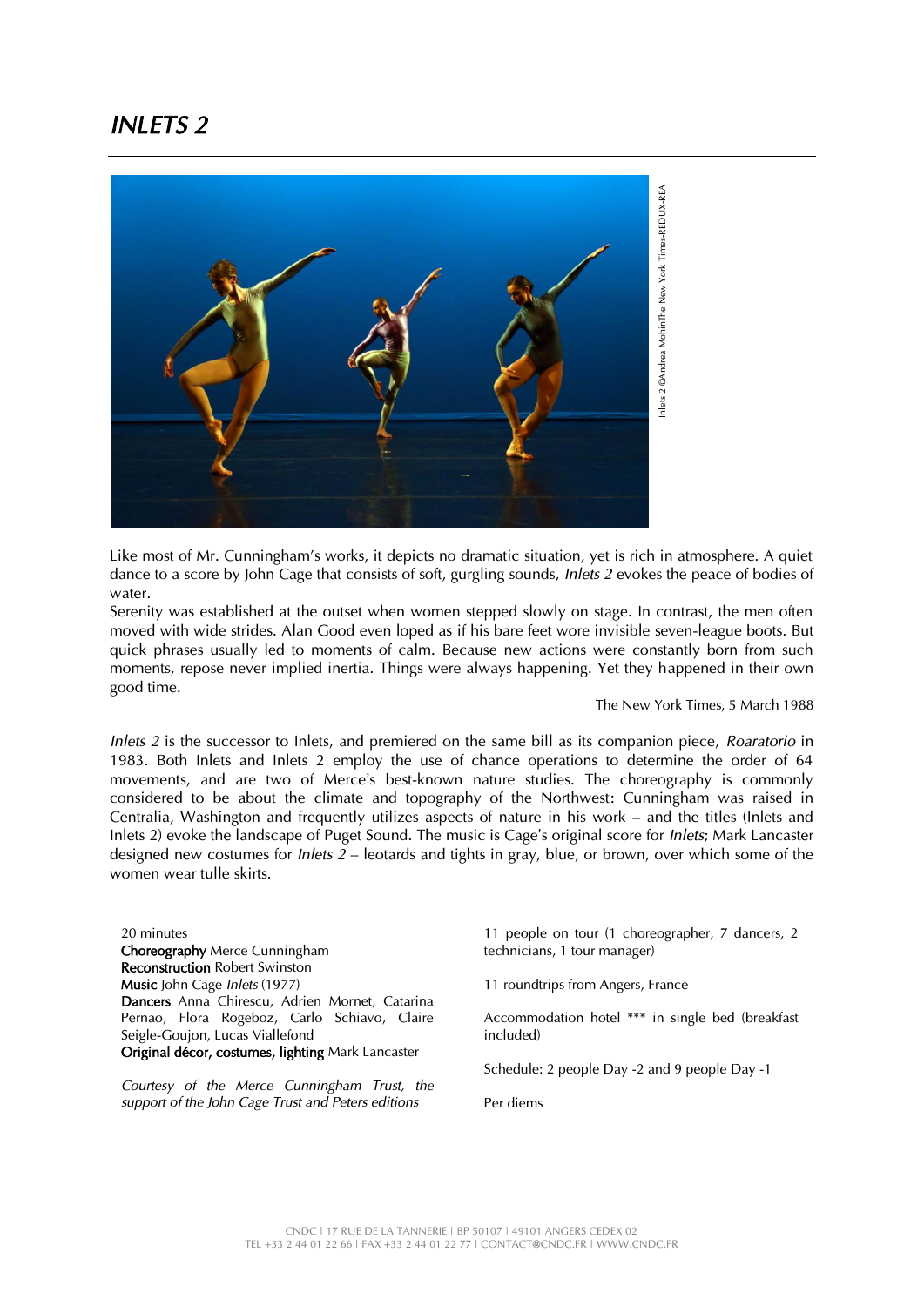# *INLETS 2*

Inlets 2 ©Andrea MohinThe New York Times-REDUX-REA

Like most of Mr. Cunningham's works, it depicts no dramatic situation, yet is rich in atmosphere. A quiet dance to a score by John Cage that consists of soft, gurgling sounds, *Inlets 2* evokes the peace of bodies of water.
Serenity was established at the outset when women stepped slowly on stage. In contrast, the men often moved with wide strides. Alan Good even loped as if his bare feet wore invisible seven-league boots. But quick phrases usually led to moments of calm. Because new actions were constantly born from such moments, repose never implied inertia. Things were always happening. Yet they happened in their own good time.

The New York Times, 5 March 1988

*Inlets 2* is the successor to Inlets, and premiered on the same bill as its companion piece, *Roaratorio* in 1983. Both Inlets and Inlets 2 employ the use of chance operations to determine the order of 64 movements, and are two of Merce's best-known nature studies. The choreography is commonly considered to be about the climate and topography of the Northwest: Cunningham was raised in Centralia, Washington and frequently utilizes aspects of nature in his work – and the titles (Inlets and Inlets 2) evoke the landscape of Puget Sound. The music is Cage's original score for *Inlets*; Mark Lancaster designed new costumes for *Inlets 2* – leotards and tights in gray, blue, or brown, over which some of the women wear tulle skirts.

20 minutes
**Choreography** Merce Cunningham
**Reconstruction** Robert Swinston
**Music** John Cage *Inlets* (1977)
**Dancers** Anna Chirescu, Adrien Mornet, Catarina Pernao, Flora Rogeboz, Carlo Schiavo, Claire Seigle-Goujon, Lucas Viallefond
**Original décor, costumes, lighting** Mark Lancaster

*Courtesy of the Merce Cunningham Trust, the support of the John Cage Trust and Peters editions*

11 people on tour (1 choreographer, 7 dancers, 2 technicians, 1 tour manager)

11 roundtrips from Angers, France

Accommodation hotel *** in single bed (breakfast included)

Schedule: 2 people Day -2 and 9 people Day -1

Per diems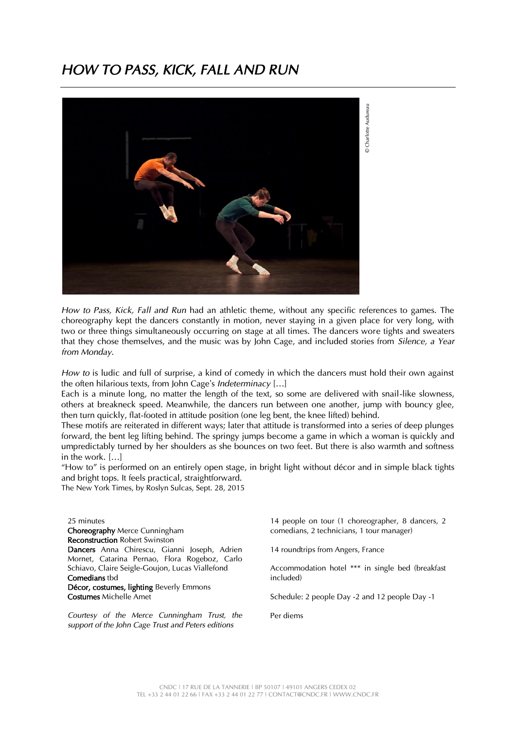# *HOW TO PASS, KICK, FALL AND RUN*

© Charlotte Audureau

*How to Pass, Kick, Fall and Run* had an athletic theme, without any specific references to games. The choreography kept the dancers constantly in motion, never staying in a given place for very long, with two or three things simultaneously occurring on stage at all times. The dancers wore tights and sweaters that they chose themselves, and the music was by John Cage, and included stories from *Silence, a Year from Monday*.

*How to* is ludic and full of surprise, a kind of comedy in which the dancers must hold their own against the often hilarious texts, from John Cage's *Indeterminacy* […]
Each is a minute long, no matter the length of the text, so some are delivered with snail-like slowness, others at breakneck speed. Meanwhile, the dancers run between one another, jump with bouncy glee, then turn quickly, flat-footed in attitude position (one leg bent, the knee lifted) behind.
These motifs are reiterated in different ways; later that attitude is transformed into a series of deep plunges forward, the bent leg lifting behind. The springy jumps become a game in which a woman is quickly and umpredictably turned by her shoulders as she bounces on two feet. But there is also warmth and softness in the work. […]
"How to" is performed on an entirely open stage, in bright light without décor and in simple black tights and bright tops. It feels practical, straightforward.
The New York Times, by Roslyn Sulcas, Sept. 28, 2015

25 minutes
**Choreography** Merce Cunningham
**Reconstruction** Robert Swinston
**Dancers** Anna Chirescu, Gianni Joseph, Adrien Mornet, Catarina Pernao, Flora Rogeboz, Carlo Schiavo, Claire Seigle-Goujon, Lucas Viallefond
**Comedians** tbd
**Décor, costumes, lighting** Beverly Emmons
**Costumes** Michelle Amet

*Courtesy of the Merce Cunningham Trust, the support of the John Cage Trust and Peters editions*

14 people on tour (1 choreographer, 8 dancers, 2 comedians, 2 technicians, 1 tour manager)

14 roundtrips from Angers, France

Accommodation hotel *** in single bed (breakfast included)

Schedule: 2 people Day -2 and 12 people Day -1

Per diems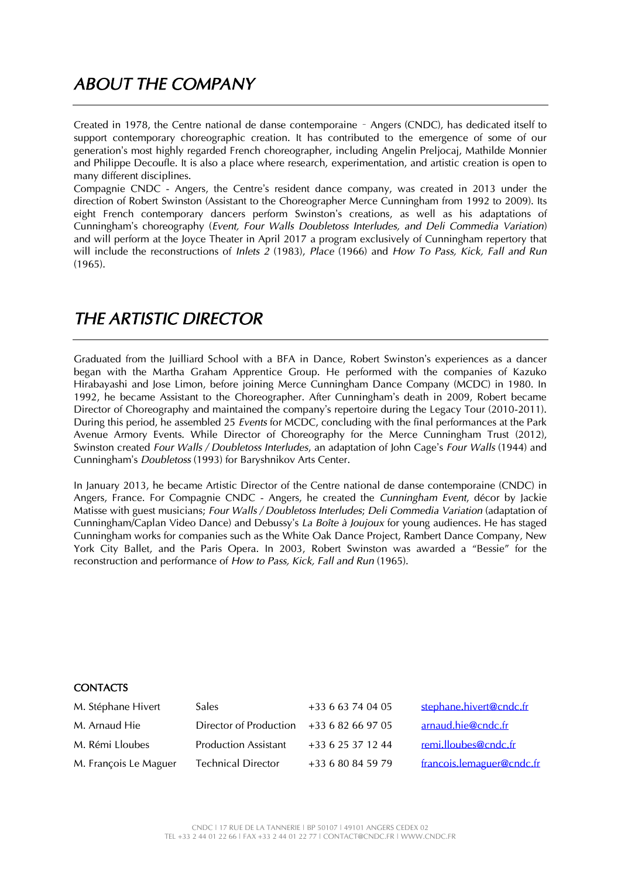# *ABOUT THE COMPANY*

Created in 1978, the Centre national de danse contemporaine - Angers (CNDC), has dedicated itself to support contemporary choreographic creation. It has contributed to the emergence of some of our generation's most highly regarded French choreographer, including Angelin Preljocaj, Mathilde Monnier and Philippe Decoufle. It is also a place where research, experimentation, and artistic creation is open to many different disciplines.
Compagnie CNDC - Angers, the Centre's resident dance company, was created in 2013 under the direction of Robert Swinston (Assistant to the Choreographer Merce Cunningham from 1992 to 2009). Its eight French contemporary dancers perform Swinston's creations, as well as his adaptations of Cunningham's choreography (*Event, Four Walls Doubletoss Interludes, and Deli Commedia Variation*) and will perform at the Joyce Theater in April 2017 a program exclusively of Cunningham repertory that will include the reconstructions of *Inlets 2* (1983), *Place* (1966) and *How To Pass, Kick, Fall and Run* (1965).

# *THE ARTISTIC DIRECTOR*

Graduated from the Juilliard School with a BFA in Dance, Robert Swinston's experiences as a dancer began with the Martha Graham Apprentice Group. He performed with the companies of Kazuko Hirabayashi and Jose Limon, before joining Merce Cunningham Dance Company (MCDC) in 1980. In 1992, he became Assistant to the Choreographer. After Cunningham's death in 2009, Robert became Director of Choreography and maintained the company's repertoire during the Legacy Tour (2010-2011). During this period, he assembled 25 *Events* for MCDC, concluding with the final performances at the Park Avenue Armory Events. While Director of Choreography for the Merce Cunningham Trust (2012), Swinston created *Four Walls / Doubletoss Interludes*, an adaptation of John Cage's *Four Walls* (1944) and Cunningham's *Doubletoss* (1993) for Baryshnikov Arts Center.

In January 2013, he became Artistic Director of the Centre national de danse contemporaine (CNDC) in Angers, France. For Compagnie CNDC - Angers, he created the *Cunningham Event*, décor by Jackie Matisse with guest musicians; *Four Walls / Doubletoss Interludes*; *Deli Commedia Variation* (adaptation of Cunningham/Caplan Video Dance) and Debussy's *La Boîte à Joujoux* for young audiences. He has staged Cunningham works for companies such as the White Oak Dance Project, Rambert Dance Company, New York City Ballet, and the Paris Opera. In 2003, Robert Swinston was awarded a "Bessie" for the reconstruction and performance of *How to Pass, Kick, Fall and Run* (1965).

## CONTACTS

| | | | |
|---|---|---|---|
| M. Stéphane Hivert | Sales | +33 6 63 74 04 05 | stephane.hivert@cndc.fr |
| M. Arnaud Hie | Director of Production | +33 6 82 66 97 05 | arnaud.hie@cndc.fr |
| M. Rémi Lloubes | Production Assistant | +33 6 25 37 12 44 | remi.lloubes@cndc.fr |
| M. François Le Maguer | Technical Director | +33 6 80 84 59 79 | francois.lemaguer@cndc.fr |

CNDC | 17 RUE DE LA TANNERIE | BP 50107 | 49101 ANGERS CEDEX 02
TEL +33 2 44 01 22 66 | FAX +33 2 44 01 22 77 | CONTACT@CNDC.FR | WWW.CNDC.FR